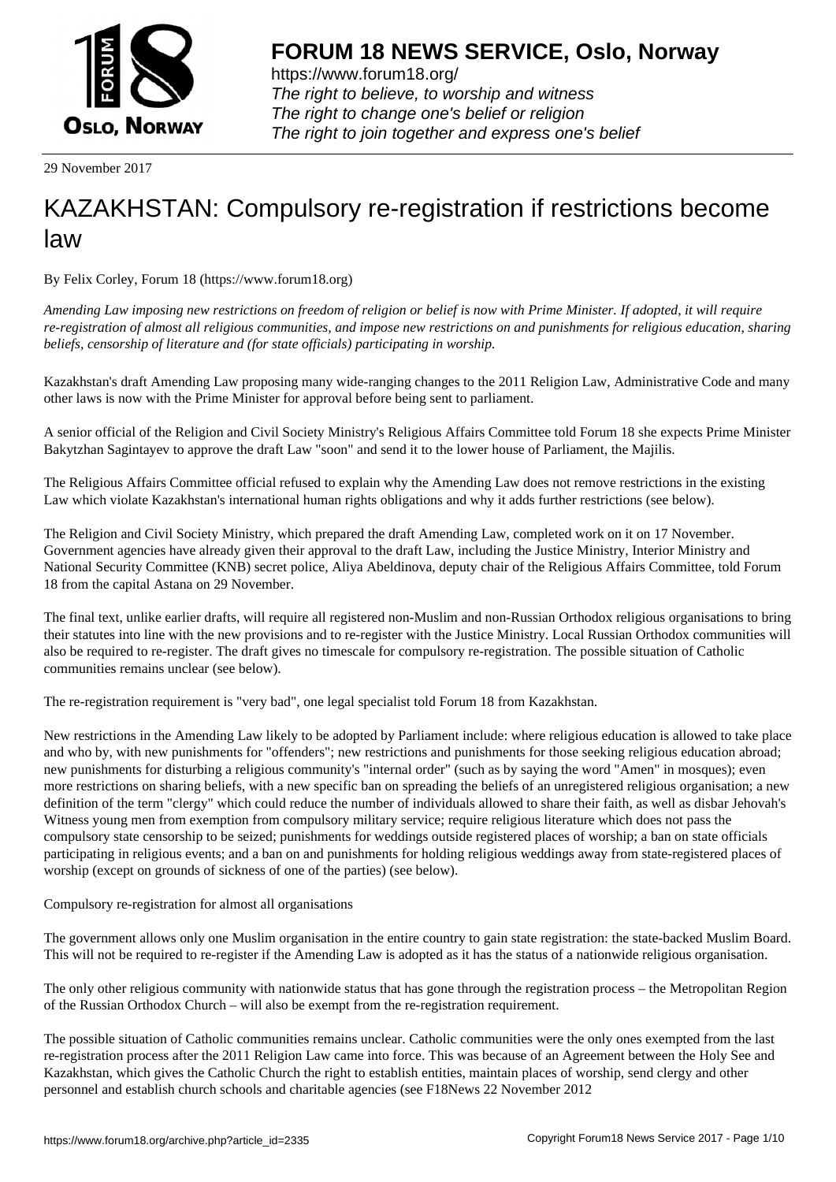**FORUM 18 NEWS SERVICE, Oslo, Norway**

https://www.forum18.org/
*The right to believe, to worship and witness*
*The right to change one's belief or religion*
*The right to join together and express one's belief*

29 November 2017

# KAZAKHSTAN: Compulsory re-registration if restrictions become law

By Felix Corley, Forum 18 (https://www.forum18.org)

*Amending Law imposing new restrictions on freedom of religion or belief is now with Prime Minister. If adopted, it will require re-registration of almost all religious communities, and impose new restrictions on and punishments for religious education, sharing beliefs, censorship of literature and (for state officials) participating in worship.*

Kazakhstan's draft Amending Law proposing many wide-ranging changes to the 2011 Religion Law, Administrative Code and many other laws is now with the Prime Minister for approval before being sent to parliament.

A senior official of the Religion and Civil Society Ministry's Religious Affairs Committee told Forum 18 she expects Prime Minister Bakytzhan Sagintayev to approve the draft Law "soon" and send it to the lower house of Parliament, the Majilis.

The Religious Affairs Committee official refused to explain why the Amending Law does not remove restrictions in the existing Law which violate Kazakhstan's international human rights obligations and why it adds further restrictions (see below).

The Religion and Civil Society Ministry, which prepared the draft Amending Law, completed work on it on 17 November. Government agencies have already given their approval to the draft Law, including the Justice Ministry, Interior Ministry and National Security Committee (KNB) secret police, Aliya Abeldinova, deputy chair of the Religious Affairs Committee, told Forum 18 from the capital Astana on 29 November.

The final text, unlike earlier drafts, will require all registered non-Muslim and non-Russian Orthodox religious organisations to bring their statutes into line with the new provisions and to re-register with the Justice Ministry. Local Russian Orthodox communities will also be required to re-register. The draft gives no timescale for compulsory re-registration. The possible situation of Catholic communities remains unclear (see below).

The re-registration requirement is "very bad", one legal specialist told Forum 18 from Kazakhstan.

New restrictions in the Amending Law likely to be adopted by Parliament include: where religious education is allowed to take place and who by, with new punishments for "offenders"; new restrictions and punishments for those seeking religious education abroad; new punishments for disturbing a religious community's "internal order" (such as by saying the word "Amen" in mosques); even more restrictions on sharing beliefs, with a new specific ban on spreading the beliefs of an unregistered religious organisation; a new definition of the term "clergy" which could reduce the number of individuals allowed to share their faith, as well as disbar Jehovah's Witness young men from exemption from compulsory military service; require religious literature which does not pass the compulsory state censorship to be seized; punishments for weddings outside registered places of worship; a ban on state officials participating in religious events; and a ban on and punishments for holding religious weddings away from state-registered places of worship (except on grounds of sickness of one of the parties) (see below).

Compulsory re-registration for almost all organisations

The government allows only one Muslim organisation in the entire country to gain state registration: the state-backed Muslim Board. This will not be required to re-register if the Amending Law is adopted as it has the status of a nationwide religious organisation.

The only other religious community with nationwide status that has gone through the registration process – the Metropolitan Region of the Russian Orthodox Church – will also be exempt from the re-registration requirement.

The possible situation of Catholic communities remains unclear. Catholic communities were the only ones exempted from the last re-registration process after the 2011 Religion Law came into force. This was because of an Agreement between the Holy See and Kazakhstan, which gives the Catholic Church the right to establish entities, maintain places of worship, send clergy and other personnel and establish church schools and charitable agencies (see F18News 22 November 2012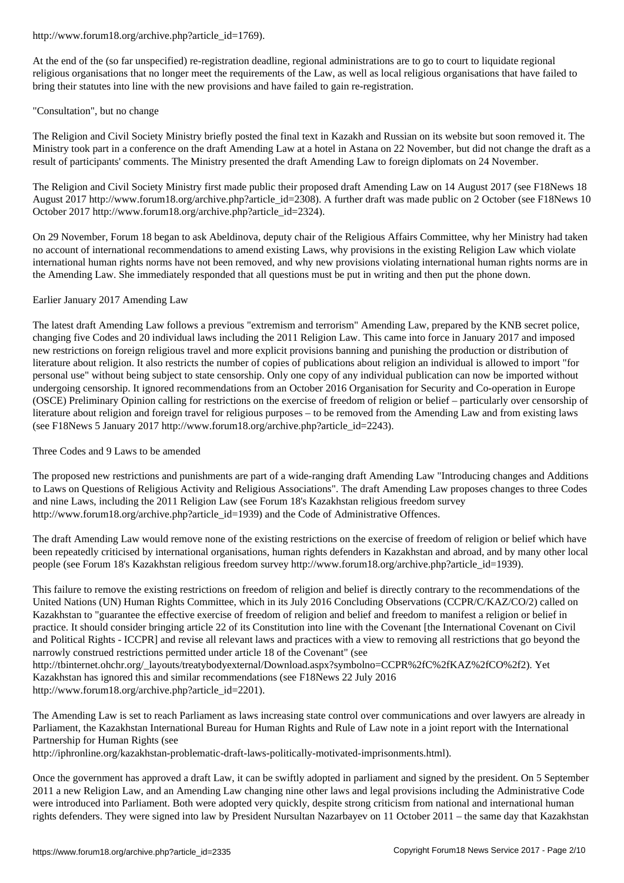http://www.forum18.org/archive.php?article_id=1769).

At the end of the (so far unspecified) re-registration deadline, regional administrations are to go to court to liquidate regional religious organisations that no longer meet the requirements of the Law, as well as local religious organisations that have failed to bring their statutes into line with the new provisions and have failed to gain re-registration.

## "Consultation", but no change

The Religion and Civil Society Ministry briefly posted the final text in Kazakh and Russian on its website but soon removed it. The Ministry took part in a conference on the draft Amending Law at a hotel in Astana on 22 November, but did not change the draft as a result of participants' comments. The Ministry presented the draft Amending Law to foreign diplomats on 24 November.

The Religion and Civil Society Ministry first made public their proposed draft Amending Law on 14 August 2017 (see F18News 18 August 2017 http://www.forum18.org/archive.php?article_id=2308). A further draft was made public on 2 October (see F18News 10 October 2017 http://www.forum18.org/archive.php?article_id=2324).

On 29 November, Forum 18 began to ask Abeldinova, deputy chair of the Religious Affairs Committee, why her Ministry had taken no account of international recommendations to amend existing Laws, why provisions in the existing Religion Law which violate international human rights norms have not been removed, and why new provisions violating international human rights norms are in the Amending Law. She immediately responded that all questions must be put in writing and then put the phone down.

## Earlier January 2017 Amending Law

The latest draft Amending Law follows a previous "extremism and terrorism" Amending Law, prepared by the KNB secret police, changing five Codes and 20 individual laws including the 2011 Religion Law. This came into force in January 2017 and imposed new restrictions on foreign religious travel and more explicit provisions banning and punishing the production or distribution of literature about religion. It also restricts the number of copies of publications about religion an individual is allowed to import "for personal use" without being subject to state censorship. Only one copy of any individual publication can now be imported without undergoing censorship. It ignored recommendations from an October 2016 Organisation for Security and Co-operation in Europe (OSCE) Preliminary Opinion calling for restrictions on the exercise of freedom of religion or belief – particularly over censorship of literature about religion and foreign travel for religious purposes – to be removed from the Amending Law and from existing laws (see F18News 5 January 2017 http://www.forum18.org/archive.php?article_id=2243).

## Three Codes and 9 Laws to be amended

The proposed new restrictions and punishments are part of a wide-ranging draft Amending Law "Introducing changes and Additions to Laws on Questions of Religious Activity and Religious Associations". The draft Amending Law proposes changes to three Codes and nine Laws, including the 2011 Religion Law (see Forum 18's Kazakhstan religious freedom survey http://www.forum18.org/archive.php?article_id=1939) and the Code of Administrative Offences.

The draft Amending Law would remove none of the existing restrictions on the exercise of freedom of religion or belief which have been repeatedly criticised by international organisations, human rights defenders in Kazakhstan and abroad, and by many other local people (see Forum 18's Kazakhstan religious freedom survey http://www.forum18.org/archive.php?article_id=1939).

This failure to remove the existing restrictions on freedom of religion and belief is directly contrary to the recommendations of the United Nations (UN) Human Rights Committee, which in its July 2016 Concluding Observations (CCPR/C/KAZ/CO/2) called on Kazakhstan to "guarantee the effective exercise of freedom of religion and belief and freedom to manifest a religion or belief in practice. It should consider bringing article 22 of its Constitution into line with the Covenant [the International Covenant on Civil and Political Rights - ICCPR] and revise all relevant laws and practices with a view to removing all restrictions that go beyond the narrowly construed restrictions permitted under article 18 of the Covenant" (see http://tbinternet.ohchr.org/_layouts/treatybodyexternal/Download.aspx?symbolno=CCPR%2fC%2fKAZ%2fCO%2f2). Yet Kazakhstan has ignored this and similar recommendations (see F18News 22 July 2016 http://www.forum18.org/archive.php?article_id=2201).

The Amending Law is set to reach Parliament as laws increasing state control over communications and over lawyers are already in Parliament, the Kazakhstan International Bureau for Human Rights and Rule of Law note in a joint report with the International Partnership for Human Rights (see http://iphronline.org/kazakhstan-problematic-draft-laws-politically-motivated-imprisonments.html).

Once the government has approved a draft Law, it can be swiftly adopted in parliament and signed by the president. On 5 September 2011 a new Religion Law, and an Amending Law changing nine other laws and legal provisions including the Administrative Code were introduced into Parliament. Both were adopted very quickly, despite strong criticism from national and international human rights defenders. They were signed into law by President Nursultan Nazarbayev on 11 October 2011 – the same day that Kazakhstan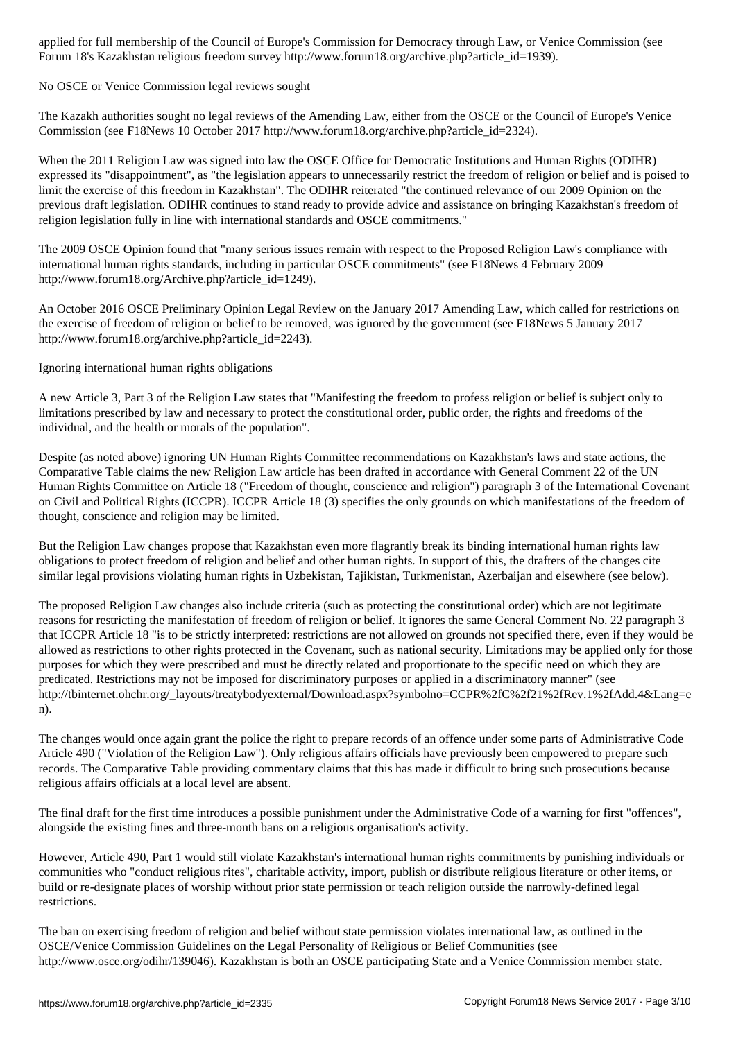applied for full membership of the Council of Europe's Commission for Democracy through Law, or Venice Commission (see Forum 18's Kazakhstan religious freedom survey http://www.forum18.org/archive.php?article_id=1939).

## No OSCE or Venice Commission legal reviews sought

The Kazakh authorities sought no legal reviews of the Amending Law, either from the OSCE or the Council of Europe's Venice Commission (see F18News 10 October 2017 http://www.forum18.org/archive.php?article_id=2324).

When the 2011 Religion Law was signed into law the OSCE Office for Democratic Institutions and Human Rights (ODIHR) expressed its "disappointment", as "the legislation appears to unnecessarily restrict the freedom of religion or belief and is poised to limit the exercise of this freedom in Kazakhstan". The ODIHR reiterated "the continued relevance of our 2009 Opinion on the previous draft legislation. ODIHR continues to stand ready to provide advice and assistance on bringing Kazakhstan's freedom of religion legislation fully in line with international standards and OSCE commitments."

The 2009 OSCE Opinion found that "many serious issues remain with respect to the Proposed Religion Law's compliance with international human rights standards, including in particular OSCE commitments" (see F18News 4 February 2009 http://www.forum18.org/Archive.php?article_id=1249).

An October 2016 OSCE Preliminary Opinion Legal Review on the January 2017 Amending Law, which called for restrictions on the exercise of freedom of religion or belief to be removed, was ignored by the government (see F18News 5 January 2017 http://www.forum18.org/archive.php?article_id=2243).

## Ignoring international human rights obligations

A new Article 3, Part 3 of the Religion Law states that "Manifesting the freedom to profess religion or belief is subject only to limitations prescribed by law and necessary to protect the constitutional order, public order, the rights and freedoms of the individual, and the health or morals of the population".

Despite (as noted above) ignoring UN Human Rights Committee recommendations on Kazakhstan's laws and state actions, the Comparative Table claims the new Religion Law article has been drafted in accordance with General Comment 22 of the UN Human Rights Committee on Article 18 ("Freedom of thought, conscience and religion") paragraph 3 of the International Covenant on Civil and Political Rights (ICCPR). ICCPR Article 18 (3) specifies the only grounds on which manifestations of the freedom of thought, conscience and religion may be limited.

But the Religion Law changes propose that Kazakhstan even more flagrantly break its binding international human rights law obligations to protect freedom of religion and belief and other human rights. In support of this, the drafters of the changes cite similar legal provisions violating human rights in Uzbekistan, Tajikistan, Turkmenistan, Azerbaijan and elsewhere (see below).

The proposed Religion Law changes also include criteria (such as protecting the constitutional order) which are not legitimate reasons for restricting the manifestation of freedom of religion or belief. It ignores the same General Comment No. 22 paragraph 3 that ICCPR Article 18 "is to be strictly interpreted: restrictions are not allowed on grounds not specified there, even if they would be allowed as restrictions to other rights protected in the Covenant, such as national security. Limitations may be applied only for those purposes for which they were prescribed and must be directly related and proportionate to the specific need on which they are predicated. Restrictions may not be imposed for discriminatory purposes or applied in a discriminatory manner" (see http://tbinternet.ohchr.org/_layouts/treatybodyexternal/Download.aspx?symbolno=CCPR%2fC%2f21%2fRev.1%2fAdd.4&Lang=en).

The changes would once again grant the police the right to prepare records of an offence under some parts of Administrative Code Article 490 ("Violation of the Religion Law"). Only religious affairs officials have previously been empowered to prepare such records. The Comparative Table providing commentary claims that this has made it difficult to bring such prosecutions because religious affairs officials at a local level are absent.

The final draft for the first time introduces a possible punishment under the Administrative Code of a warning for first "offences", alongside the existing fines and three-month bans on a religious organisation's activity.

However, Article 490, Part 1 would still violate Kazakhstan's international human rights commitments by punishing individuals or communities who "conduct religious rites", charitable activity, import, publish or distribute religious literature or other items, or build or re-designate places of worship without prior state permission or teach religion outside the narrowly-defined legal restrictions.

The ban on exercising freedom of religion and belief without state permission violates international law, as outlined in the OSCE/Venice Commission Guidelines on the Legal Personality of Religious or Belief Communities (see http://www.osce.org/odihr/139046). Kazakhstan is both an OSCE participating State and a Venice Commission member state.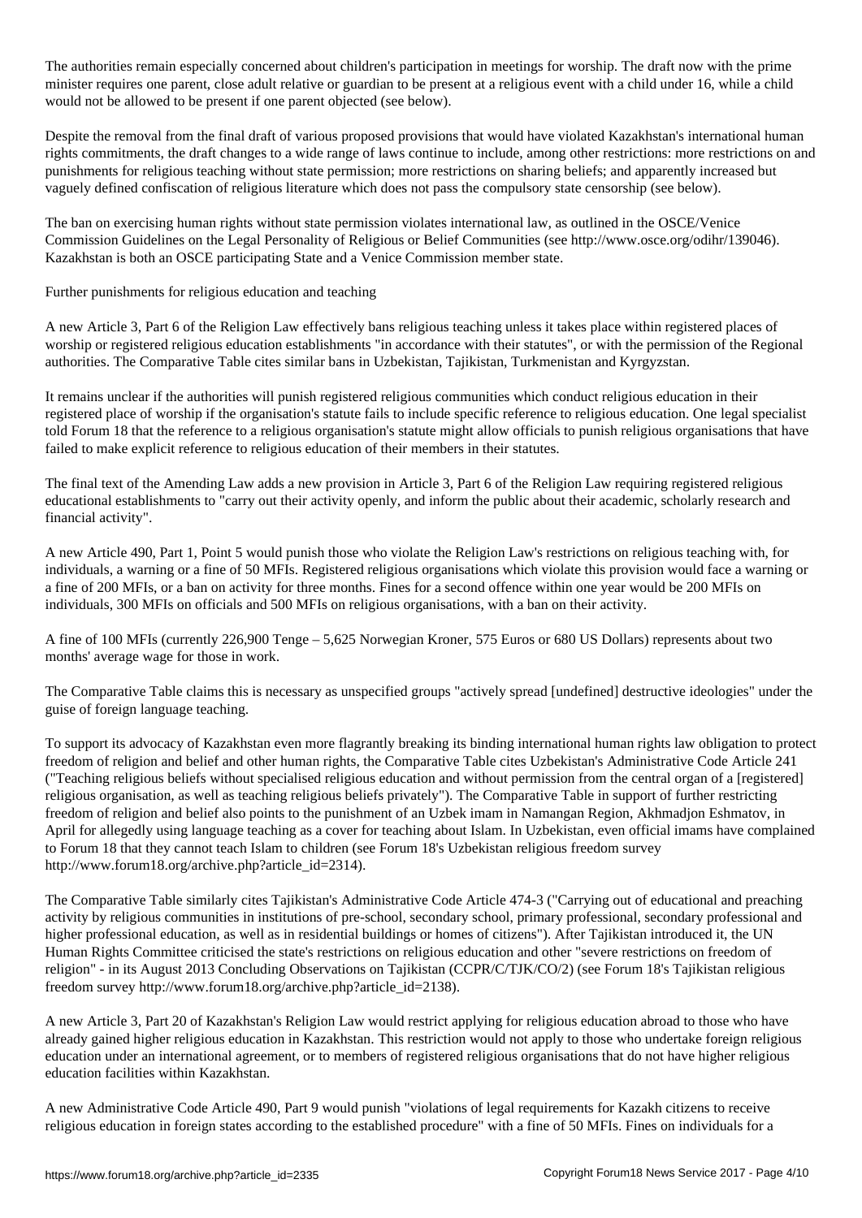The authorities remain especially concerned about children's participation in meetings for worship. The draft now with the prime minister requires one parent, close adult relative or guardian to be present at a religious event with a child under 16, while a child would not be allowed to be present if one parent objected (see below).

Despite the removal from the final draft of various proposed provisions that would have violated Kazakhstan's international human rights commitments, the draft changes to a wide range of laws continue to include, among other restrictions: more restrictions on and punishments for religious teaching without state permission; more restrictions on sharing beliefs; and apparently increased but vaguely defined confiscation of religious literature which does not pass the compulsory state censorship (see below).

The ban on exercising human rights without state permission violates international law, as outlined in the OSCE/Venice Commission Guidelines on the Legal Personality of Religious or Belief Communities (see http://www.osce.org/odihr/139046). Kazakhstan is both an OSCE participating State and a Venice Commission member state.

## Further punishments for religious education and teaching

A new Article 3, Part 6 of the Religion Law effectively bans religious teaching unless it takes place within registered places of worship or registered religious education establishments "in accordance with their statutes", or with the permission of the Regional authorities. The Comparative Table cites similar bans in Uzbekistan, Tajikistan, Turkmenistan and Kyrgyzstan.

It remains unclear if the authorities will punish registered religious communities which conduct religious education in their registered place of worship if the organisation's statute fails to include specific reference to religious education. One legal specialist told Forum 18 that the reference to a religious organisation's statute might allow officials to punish religious organisations that have failed to make explicit reference to religious education of their members in their statutes.

The final text of the Amending Law adds a new provision in Article 3, Part 6 of the Religion Law requiring registered religious educational establishments to "carry out their activity openly, and inform the public about their academic, scholarly research and financial activity".

A new Article 490, Part 1, Point 5 would punish those who violate the Religion Law's restrictions on religious teaching with, for individuals, a warning or a fine of 50 MFIs. Registered religious organisations which violate this provision would face a warning or a fine of 200 MFIs, or a ban on activity for three months. Fines for a second offence within one year would be 200 MFIs on individuals, 300 MFIs on officials and 500 MFIs on religious organisations, with a ban on their activity.

A fine of 100 MFIs (currently 226,900 Tenge – 5,625 Norwegian Kroner, 575 Euros or 680 US Dollars) represents about two months' average wage for those in work.

The Comparative Table claims this is necessary as unspecified groups "actively spread [undefined] destructive ideologies" under the guise of foreign language teaching.

To support its advocacy of Kazakhstan even more flagrantly breaking its binding international human rights law obligation to protect freedom of religion and belief and other human rights, the Comparative Table cites Uzbekistan's Administrative Code Article 241 ("Teaching religious beliefs without specialised religious education and without permission from the central organ of a [registered] religious organisation, as well as teaching religious beliefs privately"). The Comparative Table in support of further restricting freedom of religion and belief also points to the punishment of an Uzbek imam in Namangan Region, Akhmadjon Eshmatov, in April for allegedly using language teaching as a cover for teaching about Islam. In Uzbekistan, even official imams have complained to Forum 18 that they cannot teach Islam to children (see Forum 18's Uzbekistan religious freedom survey http://www.forum18.org/archive.php?article_id=2314).

The Comparative Table similarly cites Tajikistan's Administrative Code Article 474-3 ("Carrying out of educational and preaching activity by religious communities in institutions of pre-school, secondary school, primary professional, secondary professional and higher professional education, as well as in residential buildings or homes of citizens"). After Tajikistan introduced it, the UN Human Rights Committee criticised the state's restrictions on religious education and other "severe restrictions on freedom of religion" - in its August 2013 Concluding Observations on Tajikistan (CCPR/C/TJK/CO/2) (see Forum 18's Tajikistan religious freedom survey http://www.forum18.org/archive.php?article_id=2138).

A new Article 3, Part 20 of Kazakhstan's Religion Law would restrict applying for religious education abroad to those who have already gained higher religious education in Kazakhstan. This restriction would not apply to those who undertake foreign religious education under an international agreement, or to members of registered religious organisations that do not have higher religious education facilities within Kazakhstan.

A new Administrative Code Article 490, Part 9 would punish "violations of legal requirements for Kazakh citizens to receive religious education in foreign states according to the established procedure" with a fine of 50 MFIs. Fines on individuals for a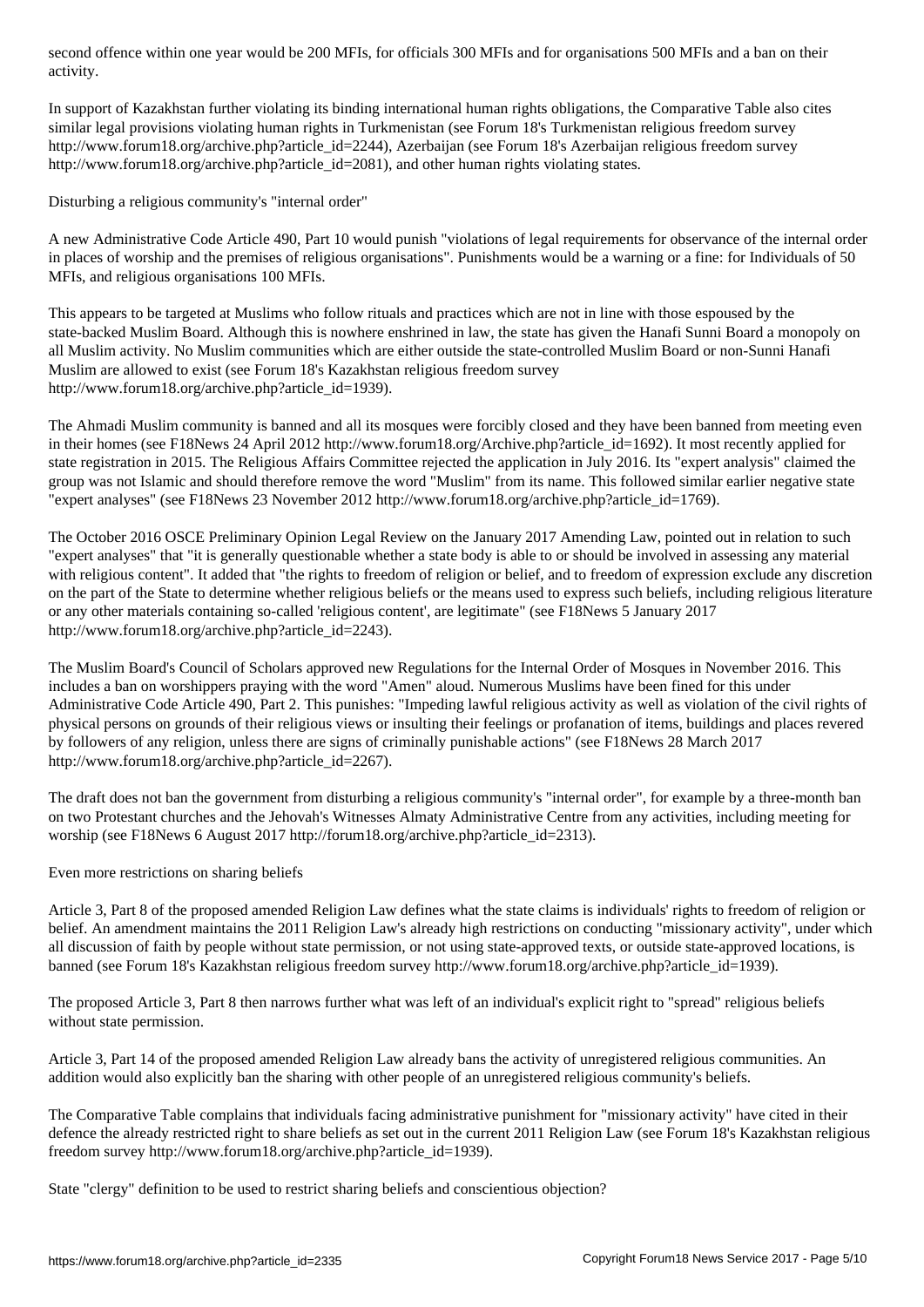second offence within one year would be 200 MFIs, for officials 300 MFIs and for organisations 500 MFIs and a ban on their activity.

In support of Kazakhstan further violating its binding international human rights obligations, the Comparative Table also cites similar legal provisions violating human rights in Turkmenistan (see Forum 18's Turkmenistan religious freedom survey http://www.forum18.org/archive.php?article_id=2244), Azerbaijan (see Forum 18's Azerbaijan religious freedom survey http://www.forum18.org/archive.php?article_id=2081), and other human rights violating states.

## Disturbing a religious community's "internal order"

A new Administrative Code Article 490, Part 10 would punish "violations of legal requirements for observance of the internal order in places of worship and the premises of religious organisations". Punishments would be a warning or a fine: for Individuals of 50 MFIs, and religious organisations 100 MFIs.

This appears to be targeted at Muslims who follow rituals and practices which are not in line with those espoused by the state-backed Muslim Board. Although this is nowhere enshrined in law, the state has given the Hanafi Sunni Board a monopoly on all Muslim activity. No Muslim communities which are either outside the state-controlled Muslim Board or non-Sunni Hanafi Muslim are allowed to exist (see Forum 18's Kazakhstan religious freedom survey http://www.forum18.org/archive.php?article_id=1939).

The Ahmadi Muslim community is banned and all its mosques were forcibly closed and they have been banned from meeting even in their homes (see F18News 24 April 2012 http://www.forum18.org/Archive.php?article_id=1692). It most recently applied for state registration in 2015. The Religious Affairs Committee rejected the application in July 2016. Its "expert analysis" claimed the group was not Islamic and should therefore remove the word "Muslim" from its name. This followed similar earlier negative state "expert analyses" (see F18News 23 November 2012 http://www.forum18.org/archive.php?article_id=1769).

The October 2016 OSCE Preliminary Opinion Legal Review on the January 2017 Amending Law, pointed out in relation to such "expert analyses" that "it is generally questionable whether a state body is able to or should be involved in assessing any material with religious content". It added that "the rights to freedom of religion or belief, and to freedom of expression exclude any discretion on the part of the State to determine whether religious beliefs or the means used to express such beliefs, including religious literature or any other materials containing so-called 'religious content', are legitimate" (see F18News 5 January 2017 http://www.forum18.org/archive.php?article_id=2243).

The Muslim Board's Council of Scholars approved new Regulations for the Internal Order of Mosques in November 2016. This includes a ban on worshippers praying with the word "Amen" aloud. Numerous Muslims have been fined for this under Administrative Code Article 490, Part 2. This punishes: "Impeding lawful religious activity as well as violation of the civil rights of physical persons on grounds of their religious views or insulting their feelings or profanation of items, buildings and places revered by followers of any religion, unless there are signs of criminally punishable actions" (see F18News 28 March 2017 http://www.forum18.org/archive.php?article_id=2267).

The draft does not ban the government from disturbing a religious community's "internal order", for example by a three-month ban on two Protestant churches and the Jehovah's Witnesses Almaty Administrative Centre from any activities, including meeting for worship (see F18News 6 August 2017 http://forum18.org/archive.php?article_id=2313).

## Even more restrictions on sharing beliefs

Article 3, Part 8 of the proposed amended Religion Law defines what the state claims is individuals' rights to freedom of religion or belief. An amendment maintains the 2011 Religion Law's already high restrictions on conducting "missionary activity", under which all discussion of faith by people without state permission, or not using state-approved texts, or outside state-approved locations, is banned (see Forum 18's Kazakhstan religious freedom survey http://www.forum18.org/archive.php?article_id=1939).

The proposed Article 3, Part 8 then narrows further what was left of an individual's explicit right to "spread" religious beliefs without state permission.

Article 3, Part 14 of the proposed amended Religion Law already bans the activity of unregistered religious communities. An addition would also explicitly ban the sharing with other people of an unregistered religious community's beliefs.

The Comparative Table complains that individuals facing administrative punishment for "missionary activity" have cited in their defence the already restricted right to share beliefs as set out in the current 2011 Religion Law (see Forum 18's Kazakhstan religious freedom survey http://www.forum18.org/archive.php?article_id=1939).

## State "clergy" definition to be used to restrict sharing beliefs and conscientious objection?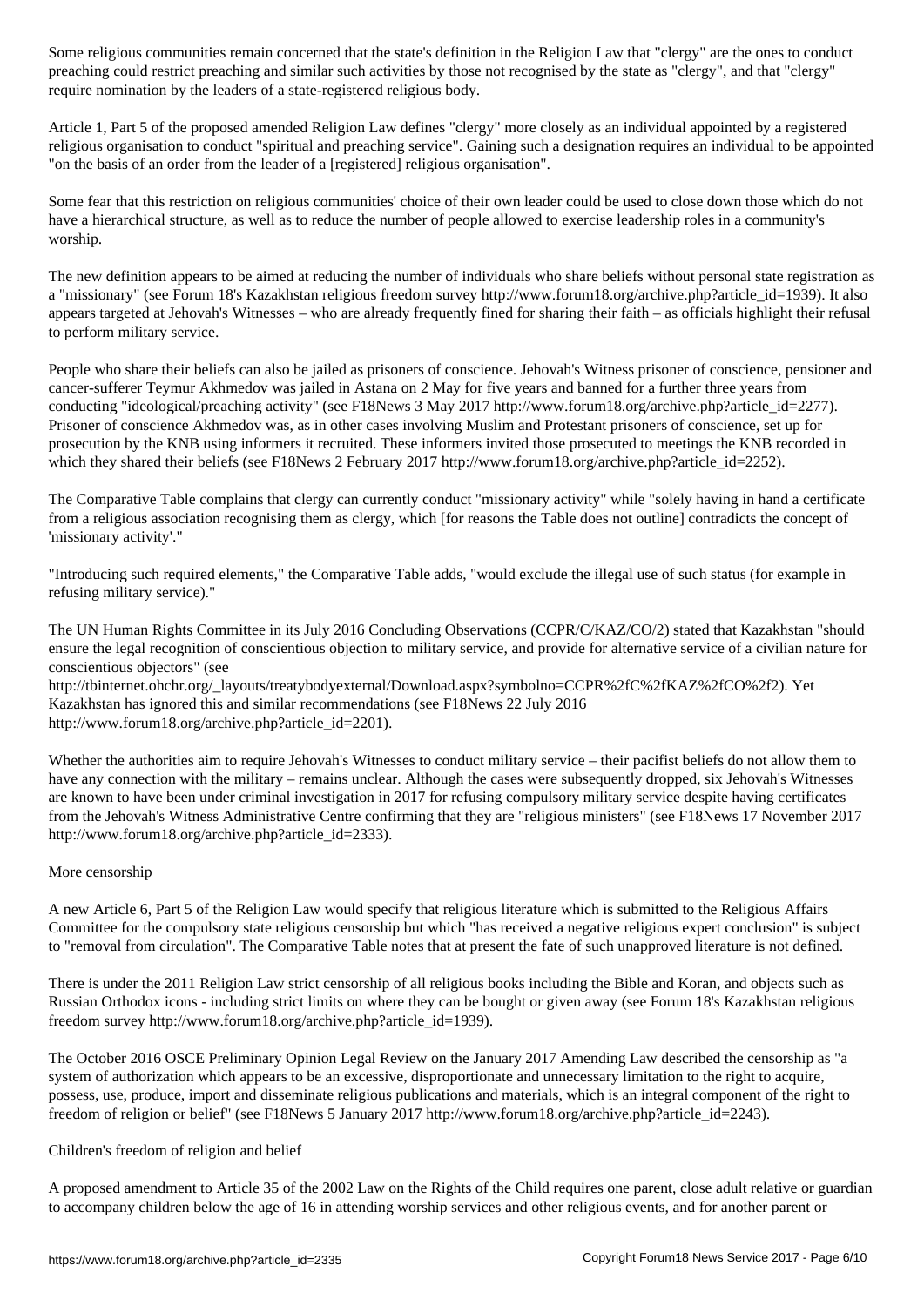Some religious communities remain concerned that the state's definition in the Religion Law that "clergy" are the ones to conduct preaching could restrict preaching and similar such activities by those not recognised by the state as "clergy", and that "clergy" require nomination by the leaders of a state-registered religious body.

Article 1, Part 5 of the proposed amended Religion Law defines "clergy" more closely as an individual appointed by a registered religious organisation to conduct "spiritual and preaching service". Gaining such a designation requires an individual to be appointed "on the basis of an order from the leader of a [registered] religious organisation".

Some fear that this restriction on religious communities' choice of their own leader could be used to close down those which do not have a hierarchical structure, as well as to reduce the number of people allowed to exercise leadership roles in a community's worship.

The new definition appears to be aimed at reducing the number of individuals who share beliefs without personal state registration as a "missionary" (see Forum 18's Kazakhstan religious freedom survey http://www.forum18.org/archive.php?article_id=1939). It also appears targeted at Jehovah's Witnesses – who are already frequently fined for sharing their faith – as officials highlight their refusal to perform military service.

People who share their beliefs can also be jailed as prisoners of conscience. Jehovah's Witness prisoner of conscience, pensioner and cancer-sufferer Teymur Akhmedov was jailed in Astana on 2 May for five years and banned for a further three years from conducting "ideological/preaching activity" (see F18News 3 May 2017 http://www.forum18.org/archive.php?article_id=2277). Prisoner of conscience Akhmedov was, as in other cases involving Muslim and Protestant prisoners of conscience, set up for prosecution by the KNB using informers it recruited. These informers invited those prosecuted to meetings the KNB recorded in which they shared their beliefs (see F18News 2 February 2017 http://www.forum18.org/archive.php?article_id=2252).

The Comparative Table complains that clergy can currently conduct "missionary activity" while "solely having in hand a certificate from a religious association recognising them as clergy, which [for reasons the Table does not outline] contradicts the concept of 'missionary activity'."

"Introducing such required elements," the Comparative Table adds, "would exclude the illegal use of such status (for example in refusing military service)."

The UN Human Rights Committee in its July 2016 Concluding Observations (CCPR/C/KAZ/CO/2) stated that Kazakhstan "should ensure the legal recognition of conscientious objection to military service, and provide for alternative service of a civilian nature for conscientious objectors" (see http://tbinternet.ohchr.org/_layouts/treatybodyexternal/Download.aspx?symbolno=CCPR%2fC%2fKAZ%2fCO%2f2). Yet Kazakhstan has ignored this and similar recommendations (see F18News 22 July 2016 http://www.forum18.org/archive.php?article_id=2201).

Whether the authorities aim to require Jehovah's Witnesses to conduct military service – their pacifist beliefs do not allow them to have any connection with the military – remains unclear. Although the cases were subsequently dropped, six Jehovah's Witnesses are known to have been under criminal investigation in 2017 for refusing compulsory military service despite having certificates from the Jehovah's Witness Administrative Centre confirming that they are "religious ministers" (see F18News 17 November 2017 http://www.forum18.org/archive.php?article_id=2333).

## More censorship

A new Article 6, Part 5 of the Religion Law would specify that religious literature which is submitted to the Religious Affairs Committee for the compulsory state religious censorship but which "has received a negative religious expert conclusion" is subject to "removal from circulation". The Comparative Table notes that at present the fate of such unapproved literature is not defined.

There is under the 2011 Religion Law strict censorship of all religious books including the Bible and Koran, and objects such as Russian Orthodox icons - including strict limits on where they can be bought or given away (see Forum 18's Kazakhstan religious freedom survey http://www.forum18.org/archive.php?article_id=1939).

The October 2016 OSCE Preliminary Opinion Legal Review on the January 2017 Amending Law described the censorship as "a system of authorization which appears to be an excessive, disproportionate and unnecessary limitation to the right to acquire, possess, use, produce, import and disseminate religious publications and materials, which is an integral component of the right to freedom of religion or belief" (see F18News 5 January 2017 http://www.forum18.org/archive.php?article_id=2243).

## Children's freedom of religion and belief

A proposed amendment to Article 35 of the 2002 Law on the Rights of the Child requires one parent, close adult relative or guardian to accompany children below the age of 16 in attending worship services and other religious events, and for another parent or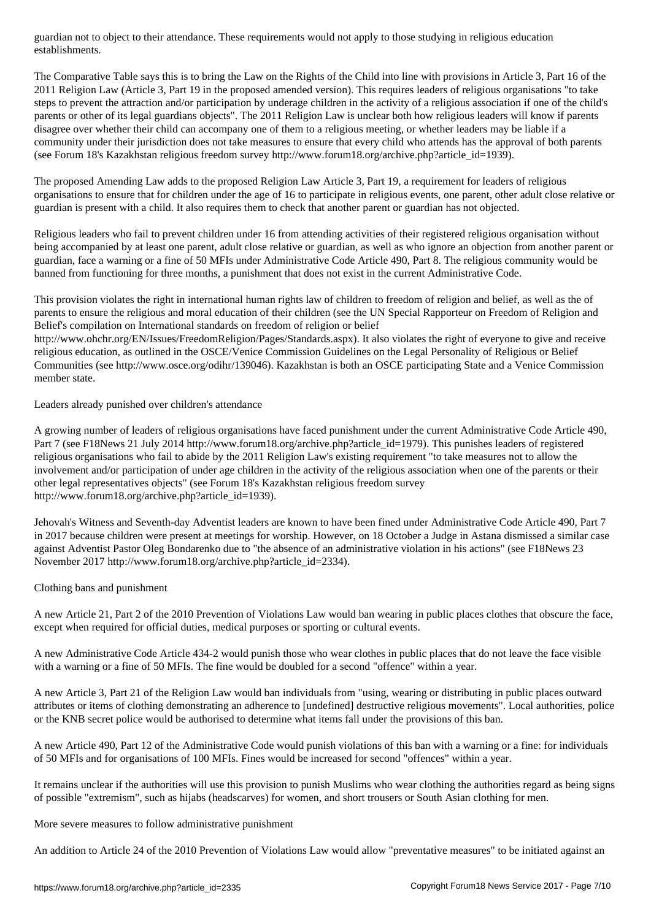guardian not to object to their attendance. These requirements would not apply to those studying in religious education establishments.

The Comparative Table says this is to bring the Law on the Rights of the Child into line with provisions in Article 3, Part 16 of the 2011 Religion Law (Article 3, Part 19 in the proposed amended version). This requires leaders of religious organisations "to take steps to prevent the attraction and/or participation by underage children in the activity of a religious association if one of the child's parents or other of its legal guardians objects". The 2011 Religion Law is unclear both how religious leaders will know if parents disagree over whether their child can accompany one of them to a religious meeting, or whether leaders may be liable if a community under their jurisdiction does not take measures to ensure that every child who attends has the approval of both parents (see Forum 18's Kazakhstan religious freedom survey http://www.forum18.org/archive.php?article_id=1939).

The proposed Amending Law adds to the proposed Religion Law Article 3, Part 19, a requirement for leaders of religious organisations to ensure that for children under the age of 16 to participate in religious events, one parent, other adult close relative or guardian is present with a child. It also requires them to check that another parent or guardian has not objected.

Religious leaders who fail to prevent children under 16 from attending activities of their registered religious organisation without being accompanied by at least one parent, adult close relative or guardian, as well as who ignore an objection from another parent or guardian, face a warning or a fine of 50 MFIs under Administrative Code Article 490, Part 8. The religious community would be banned from functioning for three months, a punishment that does not exist in the current Administrative Code.

This provision violates the right in international human rights law of children to freedom of religion and belief, as well as the of parents to ensure the religious and moral education of their children (see the UN Special Rapporteur on Freedom of Religion and Belief's compilation on International standards on freedom of religion or belief http://www.ohchr.org/EN/Issues/FreedomReligion/Pages/Standards.aspx). It also violates the right of everyone to give and receive religious education, as outlined in the OSCE/Venice Commission Guidelines on the Legal Personality of Religious or Belief Communities (see http://www.osce.org/odihr/139046). Kazakhstan is both an OSCE participating State and a Venice Commission member state.

Leaders already punished over children's attendance

A growing number of leaders of religious organisations have faced punishment under the current Administrative Code Article 490, Part 7 (see F18News 21 July 2014 http://www.forum18.org/archive.php?article_id=1979). This punishes leaders of registered religious organisations who fail to abide by the 2011 Religion Law's existing requirement "to take measures not to allow the involvement and/or participation of under age children in the activity of the religious association when one of the parents or their other legal representatives objects" (see Forum 18's Kazakhstan religious freedom survey http://www.forum18.org/archive.php?article_id=1939).

Jehovah's Witness and Seventh-day Adventist leaders are known to have been fined under Administrative Code Article 490, Part 7 in 2017 because children were present at meetings for worship. However, on 18 October a Judge in Astana dismissed a similar case against Adventist Pastor Oleg Bondarenko due to "the absence of an administrative violation in his actions" (see F18News 23 November 2017 http://www.forum18.org/archive.php?article_id=2334).

Clothing bans and punishment

A new Article 21, Part 2 of the 2010 Prevention of Violations Law would ban wearing in public places clothes that obscure the face, except when required for official duties, medical purposes or sporting or cultural events.

A new Administrative Code Article 434-2 would punish those who wear clothes in public places that do not leave the face visible with a warning or a fine of 50 MFIs. The fine would be doubled for a second "offence" within a year.

A new Article 3, Part 21 of the Religion Law would ban individuals from "using, wearing or distributing in public places outward attributes or items of clothing demonstrating an adherence to [undefined] destructive religious movements". Local authorities, police or the KNB secret police would be authorised to determine what items fall under the provisions of this ban.

A new Article 490, Part 12 of the Administrative Code would punish violations of this ban with a warning or a fine: for individuals of 50 MFIs and for organisations of 100 MFIs. Fines would be increased for second "offences" within a year.

It remains unclear if the authorities will use this provision to punish Muslims who wear clothing the authorities regard as being signs of possible "extremism", such as hijabs (headscarves) for women, and short trousers or South Asian clothing for men.

More severe measures to follow administrative punishment

An addition to Article 24 of the 2010 Prevention of Violations Law would allow "preventative measures" to be initiated against an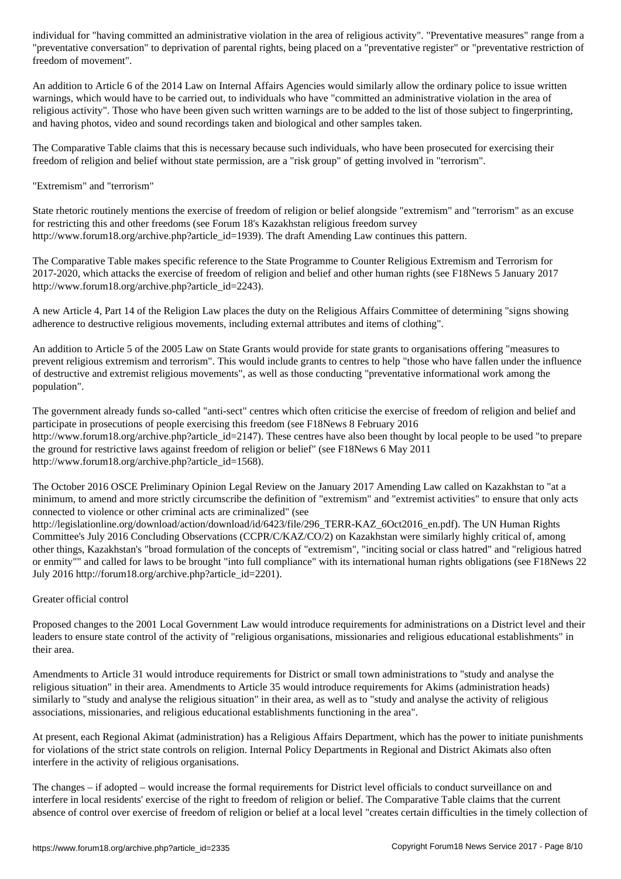individual for "having committed an administrative violation in the area of religious activity". "Preventative measures" range from a "preventative conversation" to deprivation of parental rights, being placed on a "preventative register" or "preventative restriction of freedom of movement".

An addition to Article 6 of the 2014 Law on Internal Affairs Agencies would similarly allow the ordinary police to issue written warnings, which would have to be carried out, to individuals who have "committed an administrative violation in the area of religious activity". Those who have been given such written warnings are to be added to the list of those subject to fingerprinting, and having photos, video and sound recordings taken and biological and other samples taken.

The Comparative Table claims that this is necessary because such individuals, who have been prosecuted for exercising their freedom of religion and belief without state permission, are a "risk group" of getting involved in "terrorism".

## "Extremism" and "terrorism"

State rhetoric routinely mentions the exercise of freedom of religion or belief alongside "extremism" and "terrorism" as an excuse for restricting this and other freedoms (see Forum 18's Kazakhstan religious freedom survey http://www.forum18.org/archive.php?article_id=1939). The draft Amending Law continues this pattern.

The Comparative Table makes specific reference to the State Programme to Counter Religious Extremism and Terrorism for 2017-2020, which attacks the exercise of freedom of religion and belief and other human rights (see F18News 5 January 2017 http://www.forum18.org/archive.php?article_id=2243).

A new Article 4, Part 14 of the Religion Law places the duty on the Religious Affairs Committee of determining "signs showing adherence to destructive religious movements, including external attributes and items of clothing".

An addition to Article 5 of the 2005 Law on State Grants would provide for state grants to organisations offering "measures to prevent religious extremism and terrorism". This would include grants to centres to help "those who have fallen under the influence of destructive and extremist religious movements", as well as those conducting "preventative informational work among the population".

The government already funds so-called "anti-sect" centres which often criticise the exercise of freedom of religion and belief and participate in prosecutions of people exercising this freedom (see F18News 8 February 2016 http://www.forum18.org/archive.php?article_id=2147). These centres have also been thought by local people to be used "to prepare the ground for restrictive laws against freedom of religion or belief" (see F18News 6 May 2011 http://www.forum18.org/archive.php?article_id=1568).

The October 2016 OSCE Preliminary Opinion Legal Review on the January 2017 Amending Law called on Kazakhstan to "at a minimum, to amend and more strictly circumscribe the definition of "extremism" and "extremist activities" to ensure that only acts connected to violence or other criminal acts are criminalized" (see http://legislationline.org/download/action/download/id/6423/file/296_TERR-KAZ_6Oct2016_en.pdf). The UN Human Rights Committee's July 2016 Concluding Observations (CCPR/C/KAZ/CO/2) on Kazakhstan were similarly highly critical of, among other things, Kazakhstan's "broad formulation of the concepts of "extremism", "inciting social or class hatred" and "religious hatred or enmity"" and called for laws to be brought "into full compliance" with its international human rights obligations (see F18News 22 July 2016 http://forum18.org/archive.php?article_id=2201).

## Greater official control

Proposed changes to the 2001 Local Government Law would introduce requirements for administrations on a District level and their leaders to ensure state control of the activity of "religious organisations, missionaries and religious educational establishments" in their area.

Amendments to Article 31 would introduce requirements for District or small town administrations to "study and analyse the religious situation" in their area. Amendments to Article 35 would introduce requirements for Akims (administration heads) similarly to "study and analyse the religious situation" in their area, as well as to "study and analyse the activity of religious associations, missionaries, and religious educational establishments functioning in the area".

At present, each Regional Akimat (administration) has a Religious Affairs Department, which has the power to initiate punishments for violations of the strict state controls on religion. Internal Policy Departments in Regional and District Akimats also often interfere in the activity of religious organisations.

The changes – if adopted – would increase the formal requirements for District level officials to conduct surveillance on and interfere in local residents' exercise of the right to freedom of religion or belief. The Comparative Table claims that the current absence of control over exercise of freedom of religion or belief at a local level "creates certain difficulties in the timely collection of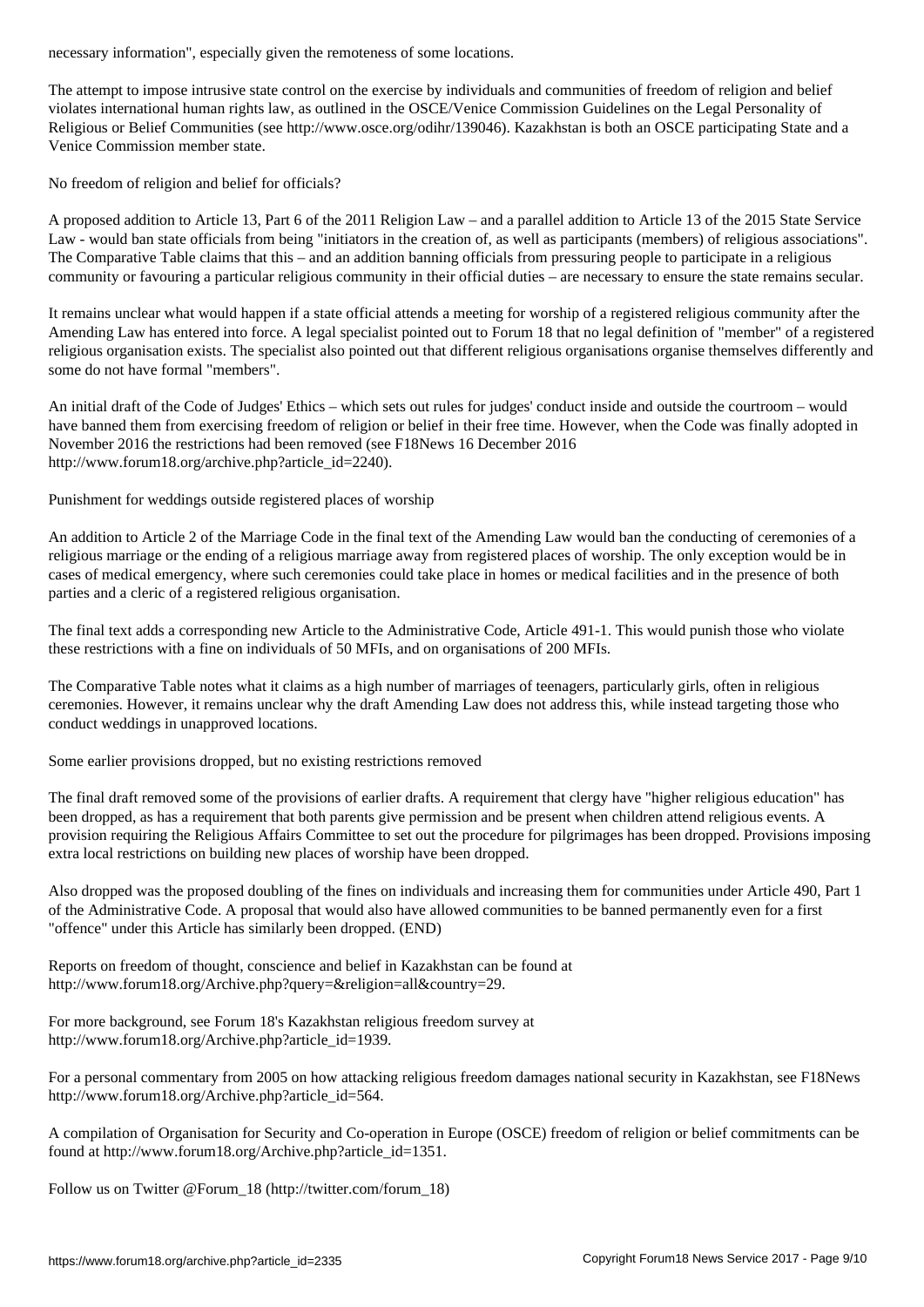necessary information", especially given the remoteness of some locations.

The attempt to impose intrusive state control on the exercise by individuals and communities of freedom of religion and belief violates international human rights law, as outlined in the OSCE/Venice Commission Guidelines on the Legal Personality of Religious or Belief Communities (see http://www.osce.org/odihr/139046). Kazakhstan is both an OSCE participating State and a Venice Commission member state.

## No freedom of religion and belief for officials?

A proposed addition to Article 13, Part 6 of the 2011 Religion Law – and a parallel addition to Article 13 of the 2015 State Service Law - would ban state officials from being "initiators in the creation of, as well as participants (members) of religious associations". The Comparative Table claims that this – and an addition banning officials from pressuring people to participate in a religious community or favouring a particular religious community in their official duties – are necessary to ensure the state remains secular.

It remains unclear what would happen if a state official attends a meeting for worship of a registered religious community after the Amending Law has entered into force. A legal specialist pointed out to Forum 18 that no legal definition of "member" of a registered religious organisation exists. The specialist also pointed out that different religious organisations organise themselves differently and some do not have formal "members".

An initial draft of the Code of Judges' Ethics – which sets out rules for judges' conduct inside and outside the courtroom – would have banned them from exercising freedom of religion or belief in their free time. However, when the Code was finally adopted in November 2016 the restrictions had been removed (see F18News 16 December 2016 http://www.forum18.org/archive.php?article_id=2240).

## Punishment for weddings outside registered places of worship

An addition to Article 2 of the Marriage Code in the final text of the Amending Law would ban the conducting of ceremonies of a religious marriage or the ending of a religious marriage away from registered places of worship. The only exception would be in cases of medical emergency, where such ceremonies could take place in homes or medical facilities and in the presence of both parties and a cleric of a registered religious organisation.

The final text adds a corresponding new Article to the Administrative Code, Article 491-1. This would punish those who violate these restrictions with a fine on individuals of 50 MFIs, and on organisations of 200 MFIs.

The Comparative Table notes what it claims as a high number of marriages of teenagers, particularly girls, often in religious ceremonies. However, it remains unclear why the draft Amending Law does not address this, while instead targeting those who conduct weddings in unapproved locations.

## Some earlier provisions dropped, but no existing restrictions removed

The final draft removed some of the provisions of earlier drafts. A requirement that clergy have "higher religious education" has been dropped, as has a requirement that both parents give permission and be present when children attend religious events. A provision requiring the Religious Affairs Committee to set out the procedure for pilgrimages has been dropped. Provisions imposing extra local restrictions on building new places of worship have been dropped.

Also dropped was the proposed doubling of the fines on individuals and increasing them for communities under Article 490, Part 1 of the Administrative Code. A proposal that would also have allowed communities to be banned permanently even for a first "offence" under this Article has similarly been dropped. (END)

Reports on freedom of thought, conscience and belief in Kazakhstan can be found at http://www.forum18.org/Archive.php?query=&religion=all&country=29.

For more background, see Forum 18's Kazakhstan religious freedom survey at http://www.forum18.org/Archive.php?article_id=1939.

For a personal commentary from 2005 on how attacking religious freedom damages national security in Kazakhstan, see F18News http://www.forum18.org/Archive.php?article_id=564.

A compilation of Organisation for Security and Co-operation in Europe (OSCE) freedom of religion or belief commitments can be found at http://www.forum18.org/Archive.php?article_id=1351.

Follow us on Twitter @Forum_18 (http://twitter.com/forum_18)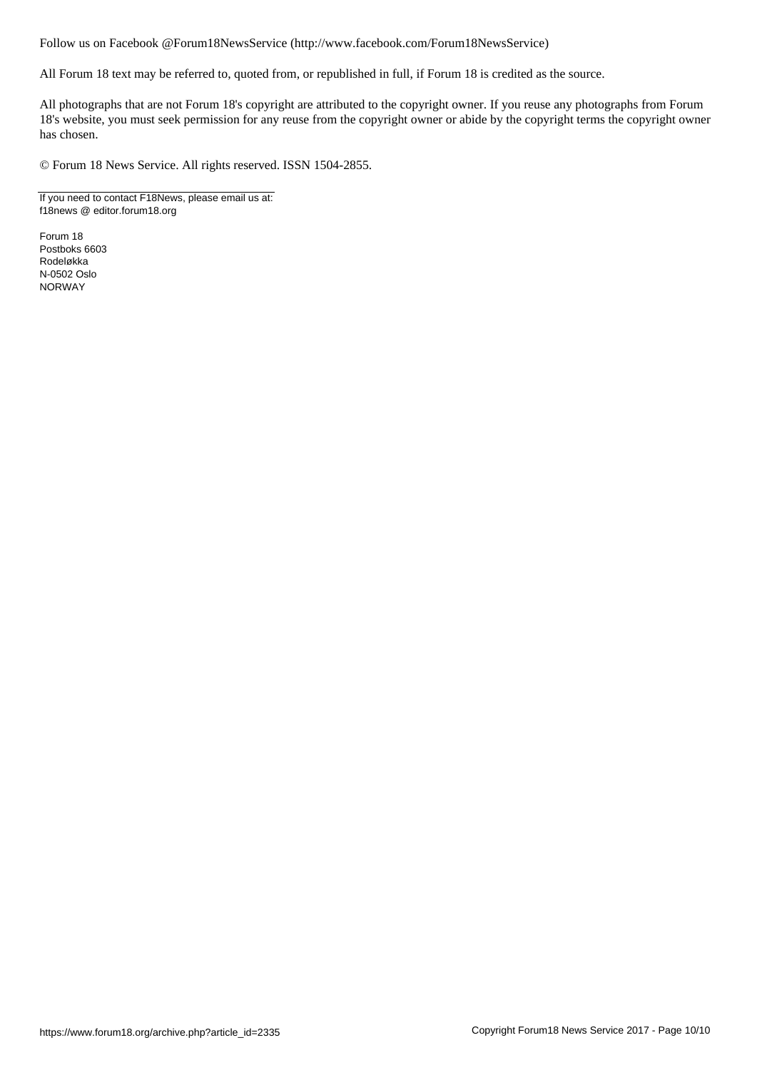Follow us on Facebook @Forum18NewsService (http://www.facebook.com/Forum18NewsService)

All Forum 18 text may be referred to, quoted from, or republished in full, if Forum 18 is credited as the source.

All photographs that are not Forum 18's copyright are attributed to the copyright owner. If you reuse any photographs from Forum 18's website, you must seek permission for any reuse from the copyright owner or abide by the copyright terms the copyright owner has chosen.

© Forum 18 News Service. All rights reserved. ISSN 1504-2855.

If you need to contact F18News, please email us at:
f18news @ editor.forum18.org

Forum 18
Postboks 6603
Rodeløkka
N-0502 Oslo
NORWAY